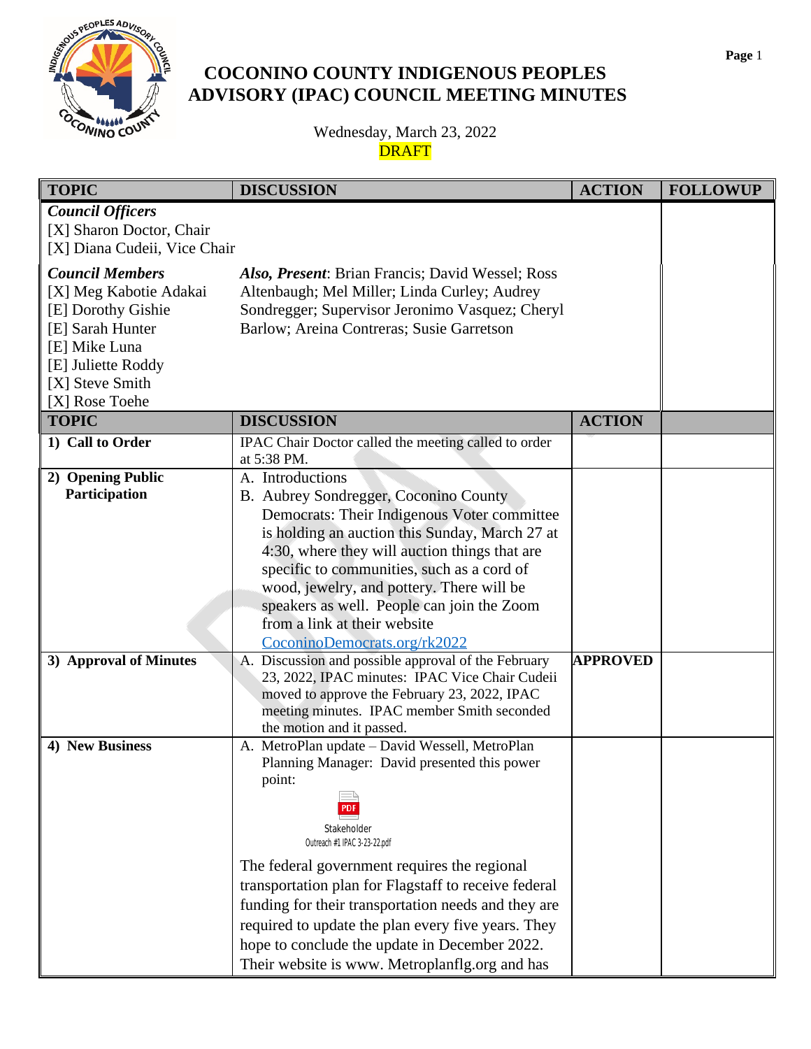# COCONINO COUNTY INDIGENOUS PEOPLES ADVISORY (IPAC) COUNCIL MEETING MINUTES

Wednesday, March 23, 2022

DRAFT

| TOPIC | DISCUSSION | ACTION | FOLLOWUP |
|---|---|---|---|
| ***Council Officers***<br>[X] Sharon Doctor, Chair<br>[X] Diana Cudeii, Vice Chair | | | |
| ***Council Members***<br>[X] Meg Kabotie Adakai<br>[E] Dorothy Gishie<br>[E] Sarah Hunter<br>[E] Mike Luna<br>[E] Juliette Roddy<br>[X] Steve Smith<br>[X] Rose Toehe | ***Also, Present***: Brian Francis; David Wessel; Ross Altenbaugh; Mel Miller; Linda Curley; Audrey Sondregger; Supervisor Jeronimo Vasquez; Cheryl Barlow; Areina Contreras; Susie Garretson | | |
| **TOPIC** | **DISCUSSION** | **ACTION** | |
| **1) Call to Order** | IPAC Chair Doctor called the meeting called to order at 5:38 PM. | | |
| **2) Opening Public Participation** | A. Introductions<br>B. Aubrey Sondregger, Coconino County Democrats: Their Indigenous Voter committee is holding an auction this Sunday, March 27 at 4:30, where they will auction things that are specific to communities, such as a cord of wood, jewelry, and pottery. There will be speakers as well. People can join the Zoom from a link at their website CoconinoDemocrats.org/rk2022 | | |
| **3) Approval of Minutes** | A. Discussion and possible approval of the February 23, 2022, IPAC minutes: IPAC Vice Chair Cudeii moved to approve the February 23, 2022, IPAC meeting minutes. IPAC member Smith seconded the motion and it passed. | **APPROVED** | |
| **4) New Business** | A. MetroPlan update – David Wessell, MetroPlan Planning Manager: David presented this power point:<br>Stakeholder Outreach #1 IPAC 3-23-22.pdf<br>The federal government requires the regional transportation plan for Flagstaff to receive federal funding for their transportation needs and they are required to update the plan every five years. They hope to conclude the update in December 2022. Their website is www. Metroplanflg.org and has | | |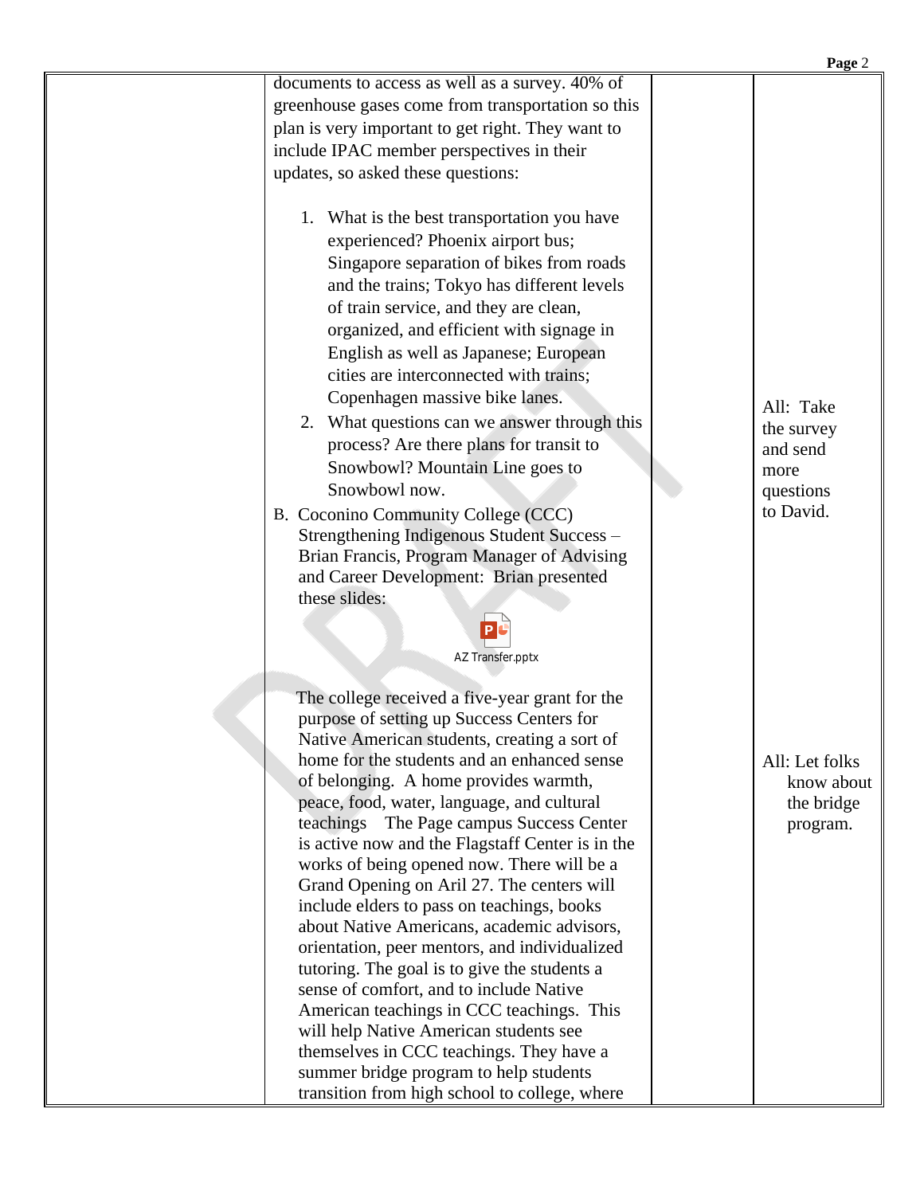| | | | |
|---|---|---|---|
| | documents to access as well as a survey. 40% of greenhouse gases come from transportation so this plan is very important to get right. They want to include IPAC member perspectives in their updates, so asked these questions:<br><br>1. What is the best transportation you have experienced? Phoenix airport bus; Singapore separation of bikes from roads and the trains; Tokyo has different levels of train service, and they are clean, organized, and efficient with signage in English as well as Japanese; European cities are interconnected with trains; Copenhagen massive bike lanes.<br>2. What questions can we answer through this process? Are there plans for transit to Snowbowl? Mountain Line goes to Snowbowl now. | | All: Take the survey and send more questions to David. |
| | B. Coconino Community College (CCC) Strengthening Indigenous Student Success – Brian Francis, Program Manager of Advising and Career Development: Brian presented these slides:<br><br>AZ Transfer.pptx<br><br>The college received a five-year grant for the purpose of setting up Success Centers for Native American students, creating a sort of home for the students and an enhanced sense of belonging. A home provides warmth, peace, food, water, language, and cultural teachings The Page campus Success Center is active now and the Flagstaff Center is in the works of being opened now. There will be a Grand Opening on Aril 27. The centers will include elders to pass on teachings, books about Native Americans, academic advisors, orientation, peer mentors, and individualized tutoring. The goal is to give the students a sense of comfort, and to include Native American teachings in CCC teachings. This will help Native American students see themselves in CCC teachings. They have a summer bridge program to help students transition from high school to college, where | | All: Let folks know about the bridge program. |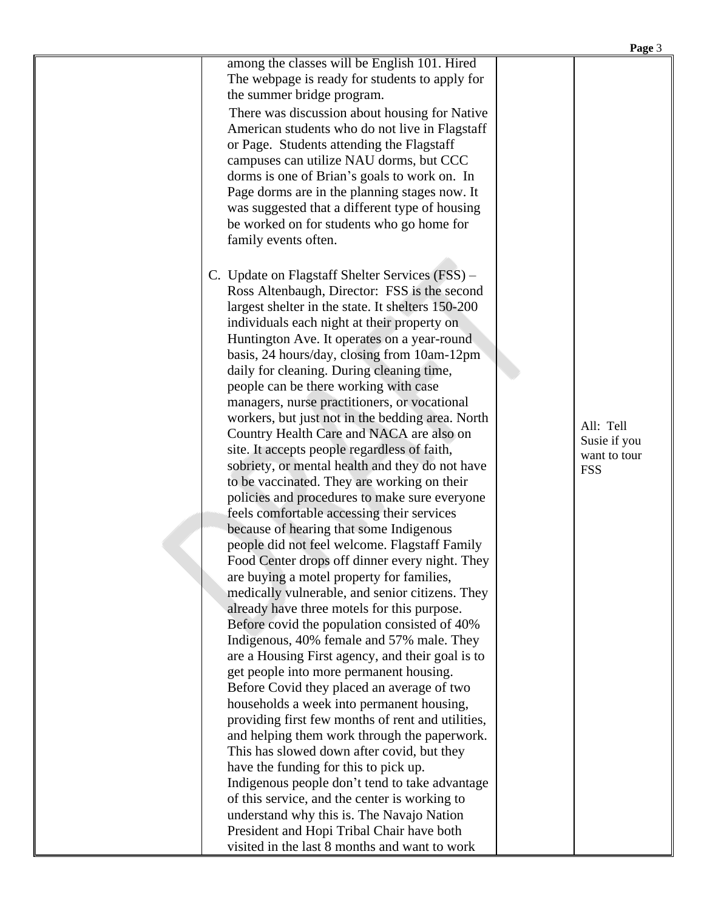| | | | |
|---|---|---|---|
| | among the classes will be English 101. Hired The webpage is ready for students to apply for the summer bridge program.<br><br>There was discussion about housing for Native American students who do not live in Flagstaff or Page. Students attending the Flagstaff campuses can utilize NAU dorms, but CCC dorms is one of Brian's goals to work on. In Page dorms are in the planning stages now. It was suggested that a different type of housing be worked on for students who go home for family events often.<br><br>C. Update on Flagstaff Shelter Services (FSS) – Ross Altenbaugh, Director: FSS is the second largest shelter in the state. It shelters 150-200 individuals each night at their property on Huntington Ave. It operates on a year-round basis, 24 hours/day, closing from 10am-12pm daily for cleaning. During cleaning time, people can be there working with case managers, nurse practitioners, or vocational workers, but just not in the bedding area. North Country Health Care and NACA are also on site. It accepts people regardless of faith, sobriety, or mental health and they do not have to be vaccinated. They are working on their policies and procedures to make sure everyone feels comfortable accessing their services because of hearing that some Indigenous people did not feel welcome. Flagstaff Family Food Center drops off dinner every night. They are buying a motel property for families, medically vulnerable, and senior citizens. They already have three motels for this purpose. Before covid the population consisted of 40% Indigenous, 40% female and 57% male. They are a Housing First agency, and their goal is to get people into more permanent housing. Before Covid they placed an average of two households a week into permanent housing, providing first few months of rent and utilities, and helping them work through the paperwork. This has slowed down after covid, but they have the funding for this to pick up. Indigenous people don't tend to take advantage of this service, and the center is working to understand why this is. The Navajo Nation President and Hopi Tribal Chair have both visited in the last 8 months and want to work | | All: Tell Susie if you want to tour FSS |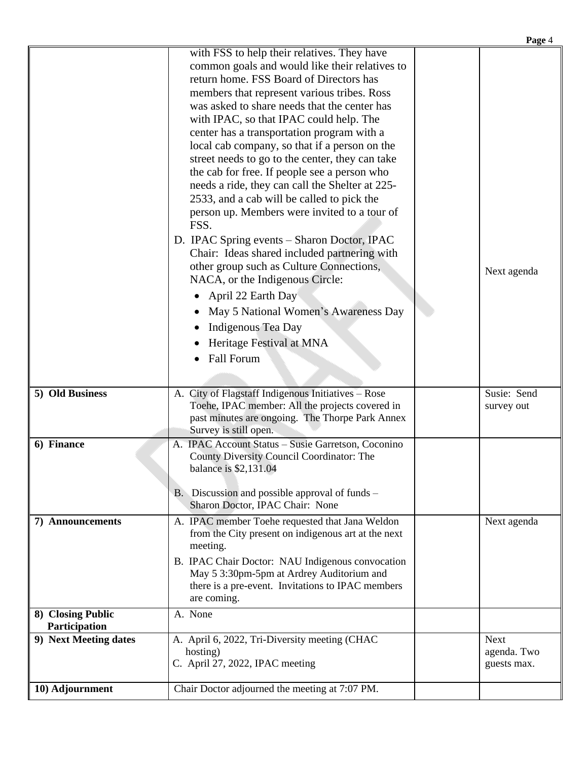| | | | |
|---|---|---|---|
| | with FSS to help their relatives. They have common goals and would like their relatives to return home. FSS Board of Directors has members that represent various tribes. Ross was asked to share needs that the center has with IPAC, so that IPAC could help. The center has a transportation program with a local cab company, so that if a person on the street needs to go to the center, they can take the cab for free. If people see a person who needs a ride, they can call the Shelter at 225-2533, and a cab will be called to pick the person up. Members were invited to a tour of FSS.<br>D. IPAC Spring events – Sharon Doctor, IPAC Chair: Ideas shared included partnering with other group such as Culture Connections, NACA, or the Indigenous Circle:<br>• April 22 Earth Day<br>• May 5 National Women's Awareness Day<br>• Indigenous Tea Day<br>• Heritage Festival at MNA<br>• Fall Forum | | Next agenda |
| **5) Old Business** | A. City of Flagstaff Indigenous Initiatives – Rose Toehe, IPAC member: All the projects covered in past minutes are ongoing. The Thorpe Park Annex Survey is still open. | | Susie: Send survey out |
| **6) Finance** | A. IPAC Account Status – Susie Garretson, Coconino County Diversity Council Coordinator: The balance is $2,131.04<br><br>B. Discussion and possible approval of funds – Sharon Doctor, IPAC Chair: None | | |
| **7) Announcements** | A. IPAC member Toehe requested that Jana Weldon from the City present on indigenous art at the next meeting.<br>B. IPAC Chair Doctor: NAU Indigenous convocation May 5 3:30pm-5pm at Ardrey Auditorium and there is a pre-event. Invitations to IPAC members are coming. | | Next agenda |
| **8) Closing Public Participation** | A. None | | |
| **9) Next Meeting dates** | A. April 6, 2022, Tri-Diversity meeting (CHAC hosting)<br>C. April 27, 2022, IPAC meeting | | Next agenda. Two guests max. |
| **10) Adjournment** | Chair Doctor adjourned the meeting at 7:07 PM. | | |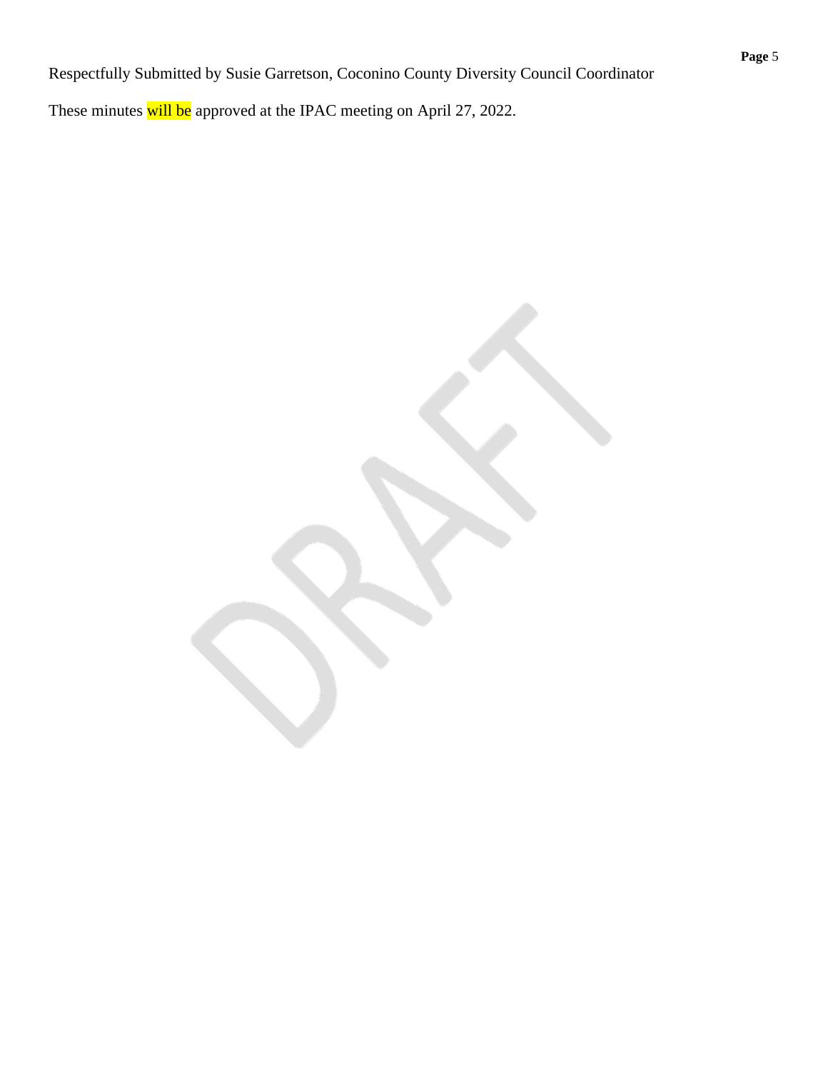Respectfully Submitted by Susie Garretson, Coconino County Diversity Council Coordinator

These minutes will be approved at the IPAC meeting on April 27, 2022.